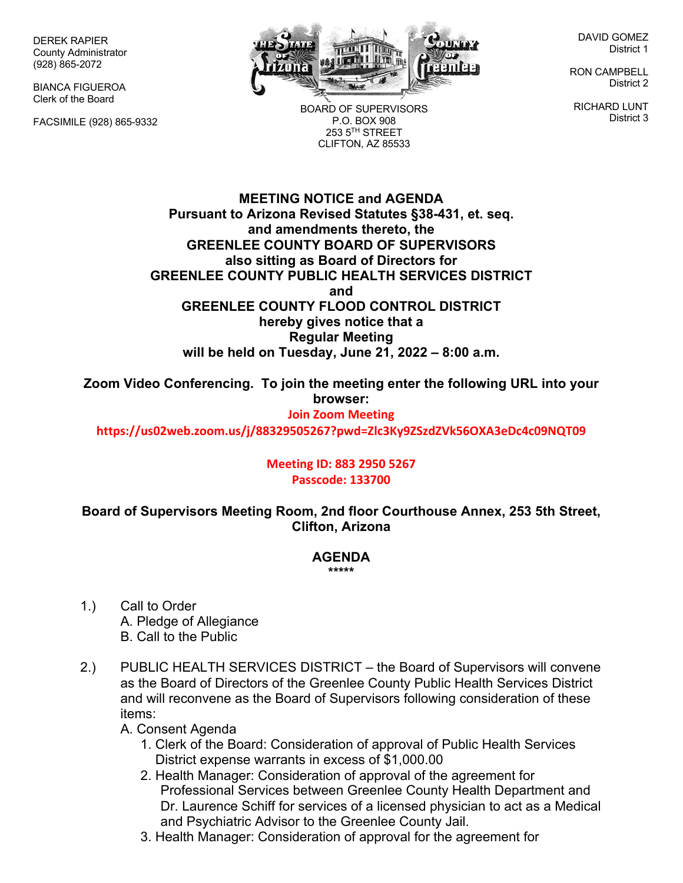DEREK RAPIER
County Administrator
(928) 865-2072

BIANCA FIGUEROA
Clerk of the Board

FACSIMILE (928) 865-9332

BOARD OF SUPERVISORS
P.O. BOX 908
253 5TH STREET
CLIFTON, AZ 85533

DAVID GOMEZ
District 1

RON CAMPBELL
District 2

RICHARD LUNT
District 3

**MEETING NOTICE and AGENDA**
**Pursuant to Arizona Revised Statutes §38-431, et. seq.**
**and amendments thereto, the**
**GREENLEE COUNTY BOARD OF SUPERVISORS**
**also sitting as Board of Directors for**
**GREENLEE COUNTY PUBLIC HEALTH SERVICES DISTRICT**
**and**
**GREENLEE COUNTY FLOOD CONTROL DISTRICT**
**hereby gives notice that a**
**Regular Meeting**
**will be held on Tuesday, June 21, 2022 – 8:00 a.m.**

**Zoom Video Conferencing. To join the meeting enter the following URL into your browser:**

**Join Zoom Meeting**
**https://us02web.zoom.us/j/88329505267?pwd=Zlc3Ky9ZSzdZVk56OXA3eDc4c09NQT09**

**Meeting ID: 883 2950 5267**
**Passcode: 133700**

**Board of Supervisors Meeting Room, 2nd floor Courthouse Annex, 253 5th Street, Clifton, Arizona**

## AGENDA

*****

1.) Call to Order
   A. Pledge of Allegiance
   B. Call to the Public

2.) PUBLIC HEALTH SERVICES DISTRICT – the Board of Supervisors will convene as the Board of Directors of the Greenlee County Public Health Services District and will reconvene as the Board of Supervisors following consideration of these items:
   A. Consent Agenda
      1. Clerk of the Board: Consideration of approval of Public Health Services District expense warrants in excess of $1,000.00
      2. Health Manager: Consideration of approval of the agreement for Professional Services between Greenlee County Health Department and Dr. Laurence Schiff for services of a licensed physician to act as a Medical and Psychiatric Advisor to the Greenlee County Jail.
      3. Health Manager: Consideration of approval for the agreement for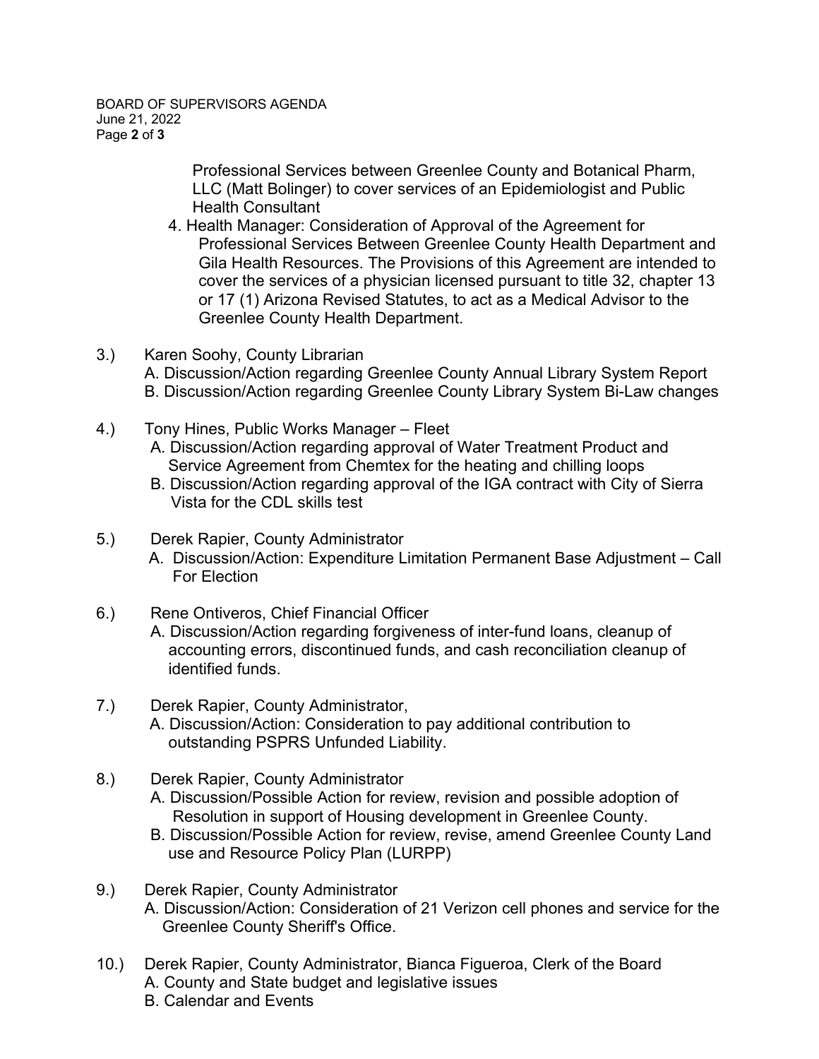Professional Services between Greenlee County and Botanical Pharm, LLC (Matt Bolinger) to cover services of an Epidemiologist and Public Health Consultant

4. Health Manager: Consideration of Approval of the Agreement for Professional Services Between Greenlee County Health Department and Gila Health Resources. The Provisions of this Agreement are intended to cover the services of a physician licensed pursuant to title 32, chapter 13 or 17 (1) Arizona Revised Statutes, to act as a Medical Advisor to the Greenlee County Health Department.

3.) Karen Soohy, County Librarian
   - A. Discussion/Action regarding Greenlee County Annual Library System Report
   - B. Discussion/Action regarding Greenlee County Library System Bi-Law changes

4.) Tony Hines, Public Works Manager – Fleet
   - A. Discussion/Action regarding approval of Water Treatment Product and Service Agreement from Chemtex for the heating and chilling loops
   - B. Discussion/Action regarding approval of the IGA contract with City of Sierra Vista for the CDL skills test

5.) Derek Rapier, County Administrator
   - A. Discussion/Action: Expenditure Limitation Permanent Base Adjustment – Call For Election

6.) Rene Ontiveros, Chief Financial Officer
   - A. Discussion/Action regarding forgiveness of inter-fund loans, cleanup of accounting errors, discontinued funds, and cash reconciliation cleanup of identified funds.

7.) Derek Rapier, County Administrator,
   - A. Discussion/Action: Consideration to pay additional contribution to outstanding PSPRS Unfunded Liability.

8.) Derek Rapier, County Administrator
   - A. Discussion/Possible Action for review, revision and possible adoption of Resolution in support of Housing development in Greenlee County.
   - B. Discussion/Possible Action for review, revise, amend Greenlee County Land use and Resource Policy Plan (LURPP)

9.) Derek Rapier, County Administrator
   - A. Discussion/Action: Consideration of 21 Verizon cell phones and service for the Greenlee County Sheriff's Office.

10.) Derek Rapier, County Administrator, Bianca Figueroa, Clerk of the Board
   - A. County and State budget and legislative issues
   - B. Calendar and Events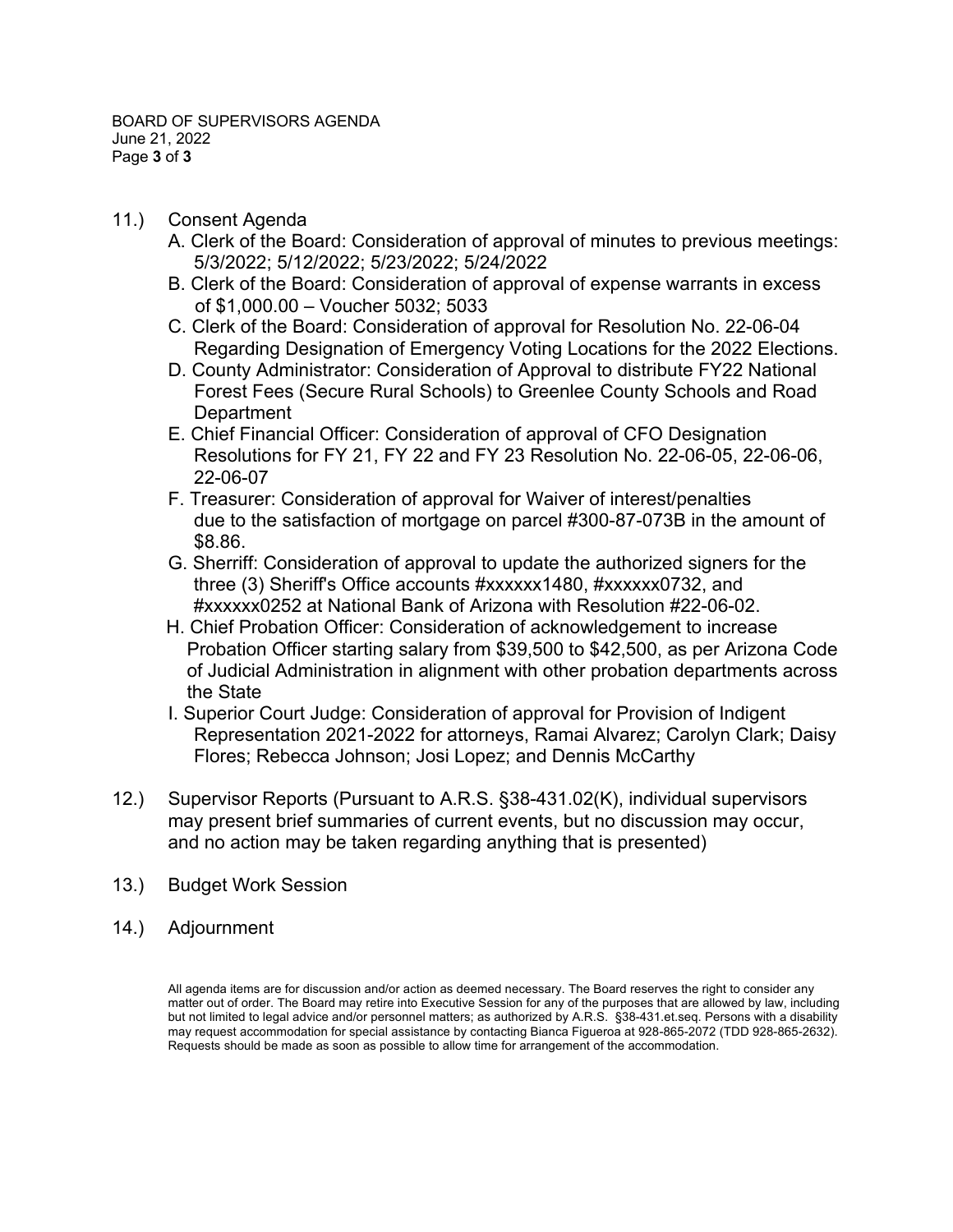11.) Consent Agenda

A. Clerk of the Board: Consideration of approval of minutes to previous meetings: 5/3/2022; 5/12/2022; 5/23/2022; 5/24/2022

B. Clerk of the Board: Consideration of approval of expense warrants in excess of $1,000.00 – Voucher 5032; 5033

C. Clerk of the Board: Consideration of approval for Resolution No. 22-06-04 Regarding Designation of Emergency Voting Locations for the 2022 Elections.

D. County Administrator: Consideration of Approval to distribute FY22 National Forest Fees (Secure Rural Schools) to Greenlee County Schools and Road Department

E. Chief Financial Officer: Consideration of approval of CFO Designation Resolutions for FY 21, FY 22 and FY 23 Resolution No. 22-06-05, 22-06-06, 22-06-07

F. Treasurer: Consideration of approval for Waiver of interest/penalties due to the satisfaction of mortgage on parcel #300-87-073B in the amount of $8.86.

G. Sherriff: Consideration of approval to update the authorized signers for the three (3) Sheriff's Office accounts #xxxxxx1480, #xxxxxx0732, and #xxxxxx0252 at National Bank of Arizona with Resolution #22-06-02.

H. Chief Probation Officer: Consideration of acknowledgement to increase Probation Officer starting salary from $39,500 to $42,500, as per Arizona Code of Judicial Administration in alignment with other probation departments across the State

I. Superior Court Judge: Consideration of approval for Provision of Indigent Representation 2021-2022 for attorneys, Ramai Alvarez; Carolyn Clark; Daisy Flores; Rebecca Johnson; Josi Lopez; and Dennis McCarthy

12.) Supervisor Reports (Pursuant to A.R.S. §38-431.02(K), individual supervisors may present brief summaries of current events, but no discussion may occur, and no action may be taken regarding anything that is presented)

13.) Budget Work Session

14.) Adjournment

All agenda items are for discussion and/or action as deemed necessary. The Board reserves the right to consider any matter out of order. The Board may retire into Executive Session for any of the purposes that are allowed by law, including but not limited to legal advice and/or personnel matters; as authorized by A.R.S. §38-431.et.seq. Persons with a disability may request accommodation for special assistance by contacting Bianca Figueroa at 928-865-2072 (TDD 928-865-2632). Requests should be made as soon as possible to allow time for arrangement of the accommodation.